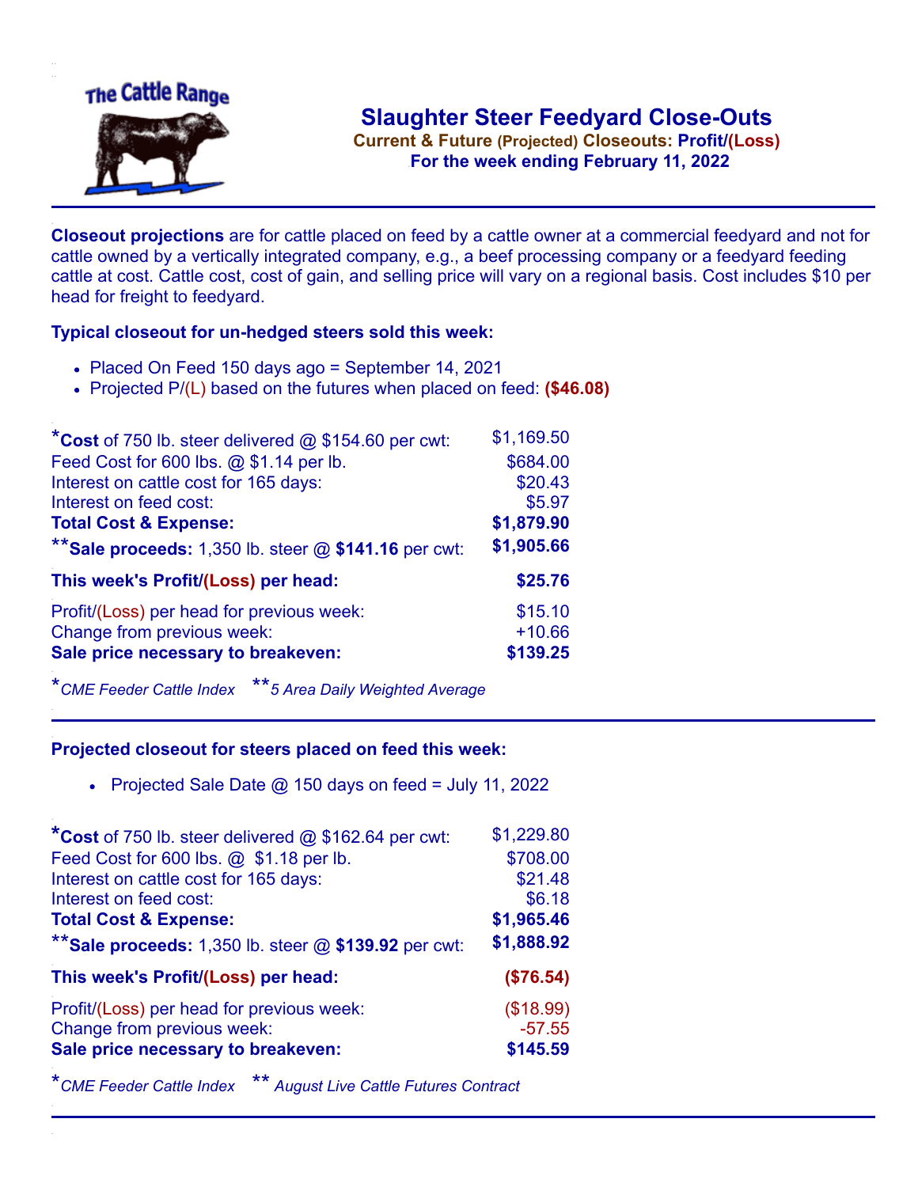The Cattle Range

# Slaughter Steer Feedyard Close-Outs

**Current & Future (Projected) Closeouts: Profit/(Loss)**

**For the week ending February 11, 2022**

**Closeout projections** are for cattle placed on feed by a cattle owner at a commercial feedyard and not for cattle owned by a vertically integrated company, e.g., a beef processing company or a feedyard feeding cattle at cost. Cattle cost, cost of gain, and selling price will vary on a regional basis. Cost includes $10 per head for freight to feedyard.

### Typical closeout for un-hedged steers sold this week:

- Placed On Feed 150 days ago = September 14, 2021
- Projected P/(L) based on the futures when placed on feed: **($46.08)**

| | |
|---|---|
| ***Cost** of 750 lb. steer delivered @ $154.60 per cwt: | $1,169.50 |
| Feed Cost for 600 lbs. @ $1.14 per lb. | $684.00 |
| Interest on cattle cost for 165 days: | $20.43 |
| Interest on feed cost: | $5.97 |
| **Total Cost & Expense:** | **$1,879.90** |
| ****Sale proceeds:** 1,350 lb. steer @ **$141.16** per cwt: | **$1,905.66** |
| **This week's Profit/(Loss) per head:** | **$25.76** |
| Profit/(Loss) per head for previous week: | $15.10 |
| Change from previous week: | +10.66 |
| **Sale price necessary to breakeven:** | **$139.25** |

*\*CME Feeder Cattle Index \*\*5 Area Daily Weighted Average*

### Projected closeout for steers placed on feed this week:

- Projected Sale Date @ 150 days on feed = July 11, 2022

| | |
|---|---|
| ***Cost** of 750 lb. steer delivered @ $162.64 per cwt: | $1,229.80 |
| Feed Cost for 600 lbs. @ $1.18 per lb. | $708.00 |
| Interest on cattle cost for 165 days: | $21.48 |
| Interest on feed cost: | $6.18 |
| **Total Cost & Expense:** | **$1,965.46** |
| ****Sale proceeds:** 1,350 lb. steer @ **$139.92** per cwt: | **$1,888.92** |
| **This week's Profit/(Loss) per head:** | **($76.54)** |
| Profit/(Loss) per head for previous week: | ($18.99) |
| Change from previous week: | -57.55 |
| **Sale price necessary to breakeven:** | **$145.59** |

*\*CME Feeder Cattle Index \*\* August Live Cattle Futures Contract*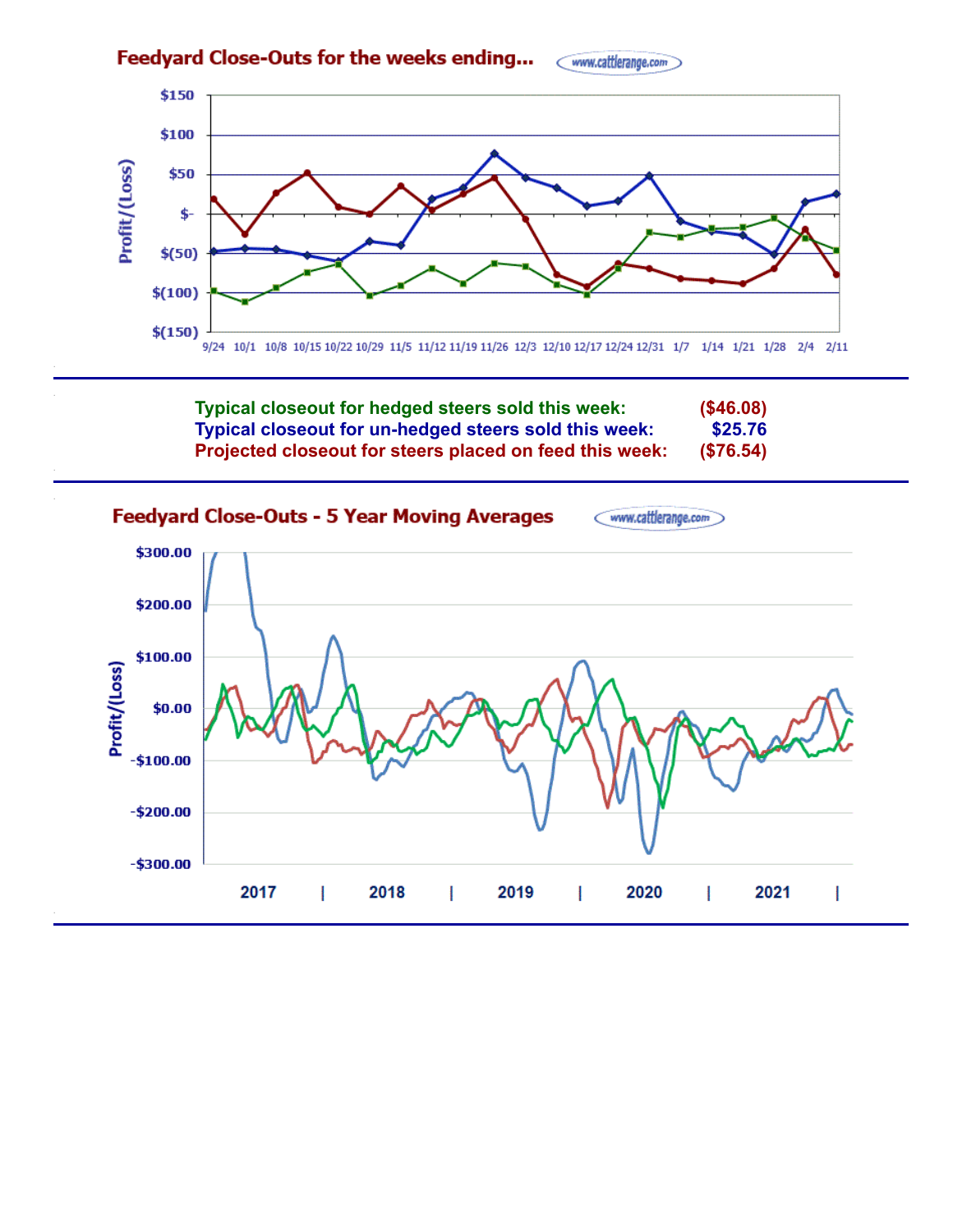## Feedyard Close-Outs for the weeks ending...

www.cattlerange.com

$150
$100
$50
$-
$(50)
$(100)
$(150)

Profit/(Loss)

9/24 10/1 10/8 10/15 10/22 10/29 11/5 11/12 11/19 11/26 12/3 12/10 12/17 12/24 12/31 1/7 1/14 1/21 1/28 2/4 2/11

| | |
|---|---|
| **Typical closeout for hedged steers sold this week:** | **($46.08)** |
| **Typical closeout for un-hedged steers sold this week:** | **$25.76** |
| **Projected closeout for steers placed on feed this week:** | **($76.54)** |

## Feedyard Close-Outs - 5 Year Moving Averages

www.cattlerange.com

$300.00
$200.00
$100.00
$0.00
-$100.00
-$200.00
-$300.00

Profit/(Loss)

2017 | 2018 | 2019 | 2020 | 2021 |